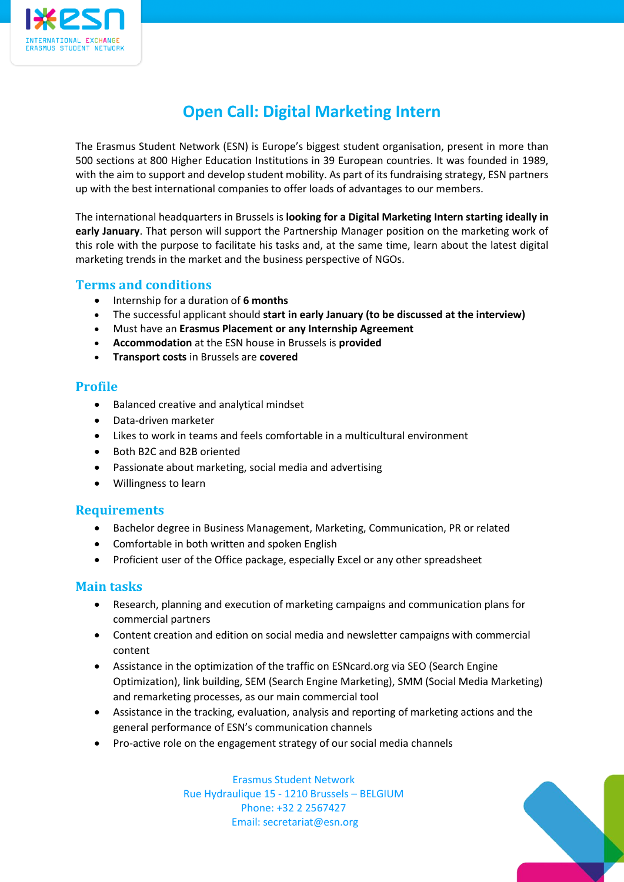# Open Call: Digital Marketing Intern

The Erasmus Student Network (ESN) is Europe's biggest student organisation, present in more than 500 sections at 800 Higher Education Institutions in 39 European countries. It was founded in 1989, with the aim to support and develop student mobility. As part of its fundraising strategy, ESN partners up with the best international companies to offer loads of advantages to our members.

The international headquarters in Brussels is **looking for a Digital Marketing Intern starting ideally in early January**. That person will support the Partnership Manager position on the marketing work of this role with the purpose to facilitate his tasks and, at the same time, learn about the latest digital marketing trends in the market and the business perspective of NGOs.

## Terms and conditions

- Internship for a duration of **6 months**
- The successful applicant should **start in early January (to be discussed at the interview)**
- Must have an **Erasmus Placement or any Internship Agreement**
- **Accommodation** at the ESN house in Brussels is **provided**
- **Transport costs** in Brussels are **covered**

## Profile

- Balanced creative and analytical mindset
- Data-driven marketer
- Likes to work in teams and feels comfortable in a multicultural environment
- Both B2C and B2B oriented
- Passionate about marketing, social media and advertising
- Willingness to learn

## Requirements

- Bachelor degree in Business Management, Marketing, Communication, PR or related
- Comfortable in both written and spoken English
- Proficient user of the Office package, especially Excel or any other spreadsheet

## Main tasks

- Research, planning and execution of marketing campaigns and communication plans for commercial partners
- Content creation and edition on social media and newsletter campaigns with commercial content
- Assistance in the optimization of the traffic on ESNcard.org via SEO (Search Engine Optimization), link building, SEM (Search Engine Marketing), SMM (Social Media Marketing) and remarketing processes, as our main commercial tool
- Assistance in the tracking, evaluation, analysis and reporting of marketing actions and the general performance of ESN's communication channels
- Pro-active role on the engagement strategy of our social media channels

Erasmus Student Network
Rue Hydraulique 15 - 1210 Brussels – BELGIUM
Phone: +32 2 2567427
Email: secretariat@esn.org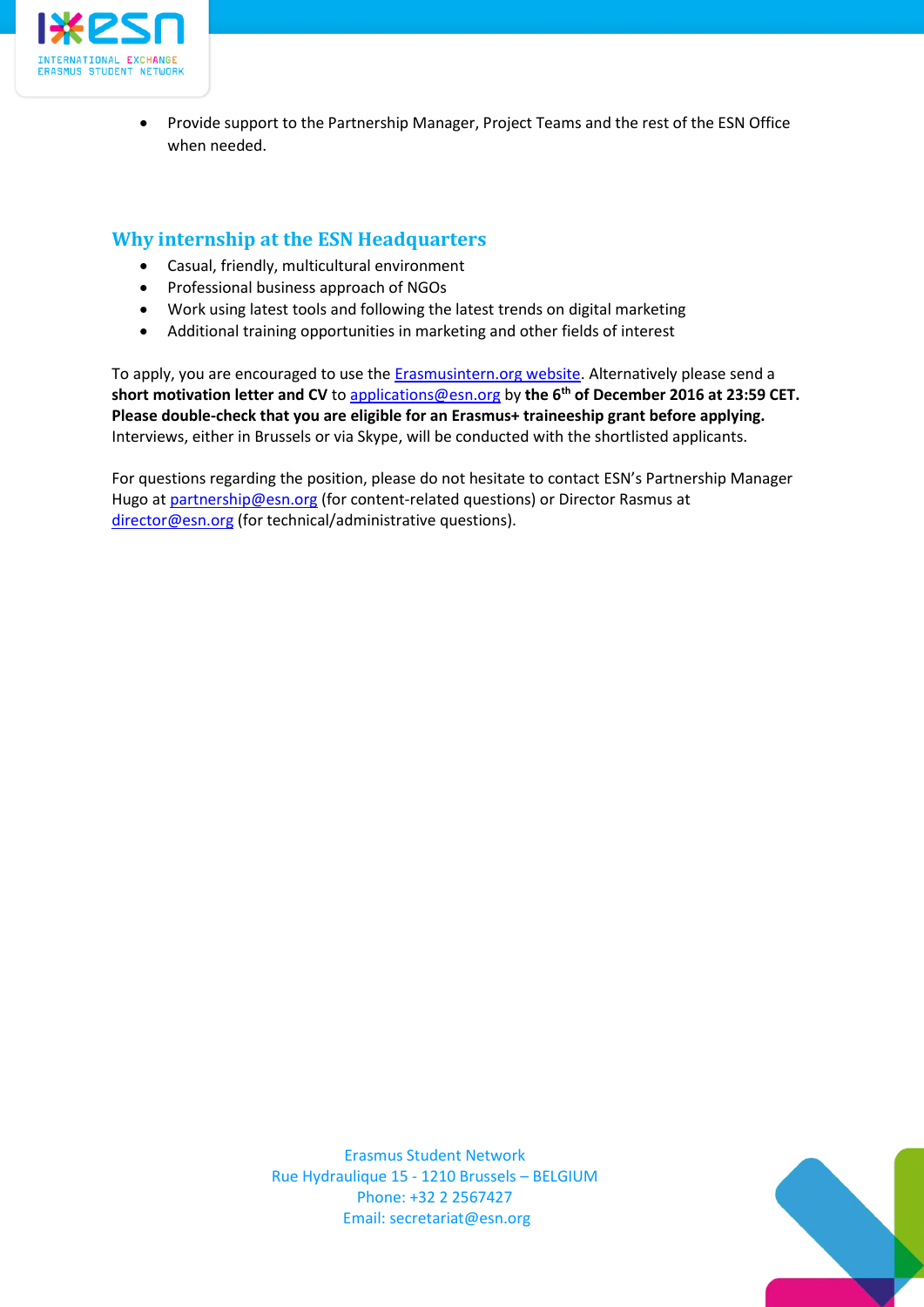- Provide support to the Partnership Manager, Project Teams and the rest of the ESN Office when needed.

## Why internship at the ESN Headquarters

- Casual, friendly, multicultural environment
- Professional business approach of NGOs
- Work using latest tools and following the latest trends on digital marketing
- Additional training opportunities in marketing and other fields of interest

To apply, you are encouraged to use the Erasmusintern.org website. Alternatively please send a **short motivation letter and CV** to applications@esn.org by **the 6th of December 2016 at 23:59 CET. Please double-check that you are eligible for an Erasmus+ traineeship grant before applying.** Interviews, either in Brussels or via Skype, will be conducted with the shortlisted applicants.

For questions regarding the position, please do not hesitate to contact ESN's Partnership Manager Hugo at partnership@esn.org (for content-related questions) or Director Rasmus at director@esn.org (for technical/administrative questions).

Erasmus Student Network
Rue Hydraulique 15 - 1210 Brussels – BELGIUM
Phone: +32 2 2567427
Email: secretariat@esn.org